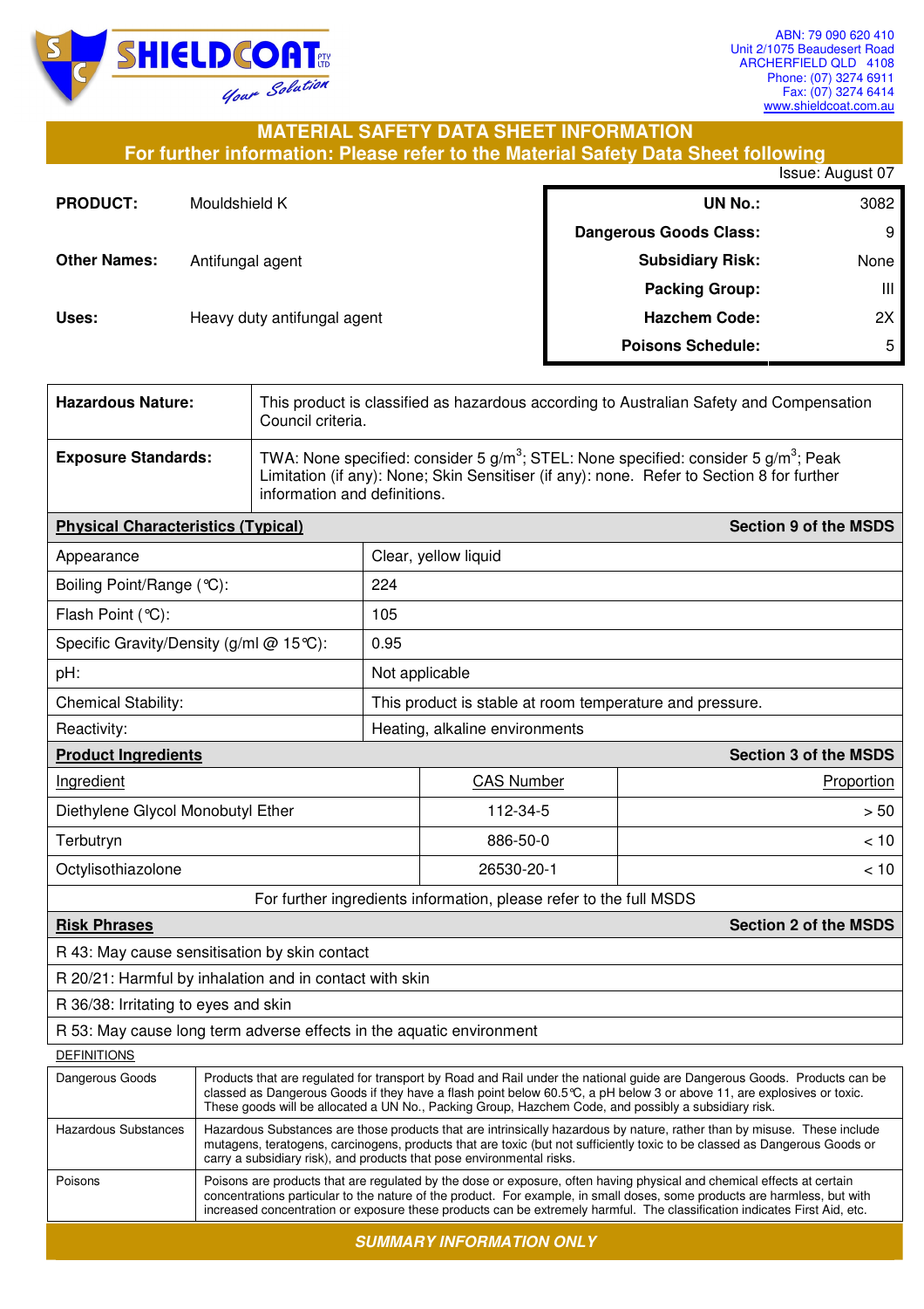SHIELDCOAT PTY LTD
*Your Solution*

ABN: 79 090 620 410
Unit 2/1075 Beaudesert Road
ARCHERFIELD QLD 4108
Phone: (07) 3274 6911
Fax: (07) 3274 6414
www.shieldcoat.com.au

# MATERIAL SAFETY DATA SHEET INFORMATION
## For further information: Please refer to the Material Safety Data Sheet following

Issue: August 07

**PRODUCT:** Mouldshield K

**Other Names:** Antifungal agent

**Uses:** Heavy duty antifungal agent

| | |
|---|---|
| **UN No.:** | 3082 |
| **Dangerous Goods Class:** | 9 |
| **Subsidiary Risk:** | None |
| **Packing Group:** | III |
| **Hazchem Code:** | 2X |
| **Poisons Schedule:** | 5 |

| | |
|---|---|
| **Hazardous Nature:** | This product is classified as hazardous according to Australian Safety and Compensation Council criteria. |
| **Exposure Standards:** | TWA: None specified: consider 5 g/m$^3$; STEL: None specified: consider 5 g/m$^3$; Peak Limitation (if any): None; Skin Sensitiser (if any): none. Refer to Section 8 for further information and definitions. |

**Physical Characteristics (Typical)** — **Section 9 of the MSDS**

| | |
|---|---|
| Appearance | Clear, yellow liquid |
| Boiling Point/Range (℃): | 224 |
| Flash Point (℃): | 105 |
| Specific Gravity/Density (g/ml @ 15℃): | 0.95 |
| pH: | Not applicable |
| Chemical Stability: | This product is stable at room temperature and pressure. |
| Reactivity: | Heating, alkaline environments |

**Product Ingredients** — **Section 3 of the MSDS**

| Ingredient | CAS Number | Proportion |
|---|---|---|
| Diethylene Glycol Monobutyl Ether | 112-34-5 | > 50 |
| Terbutryn | 886-50-0 | < 10 |
| Octylisothiazolone | 26530-20-1 | < 10 |

For further ingredients information, please refer to the full MSDS

**Risk Phrases** — **Section 2 of the MSDS**

- R 43: May cause sensitisation by skin contact
- R 20/21: Harmful by inhalation and in contact with skin
- R 36/38: Irritating to eyes and skin
- R 53: May cause long term adverse effects in the aquatic environment

DEFINITIONS

| | |
|---|---|
| Dangerous Goods | Products that are regulated for transport by Road and Rail under the national guide are Dangerous Goods. Products can be classed as Dangerous Goods if they have a flash point below 60.5℃, a pH below 3 or above 11, are explosives or toxic. These goods will be allocated a UN No., Packing Group, Hazchem Code, and possibly a subsidiary risk. |
| Hazardous Substances | Hazardous Substances are those products that are intrinsically hazardous by nature, rather than by misuse. These include mutagens, teratogens, carcinogens, products that are toxic (but not sufficiently toxic to be classed as Dangerous Goods or carry a subsidiary risk), and products that pose environmental risks. |
| Poisons | Poisons are products that are regulated by the dose or exposure, often having physical and chemical effects at certain concentrations particular to the nature of the product. For example, in small doses, some products are harmless, but with increased concentration or exposure these products can be extremely harmful. The classification indicates First Aid, etc. |

***SUMMARY INFORMATION ONLY***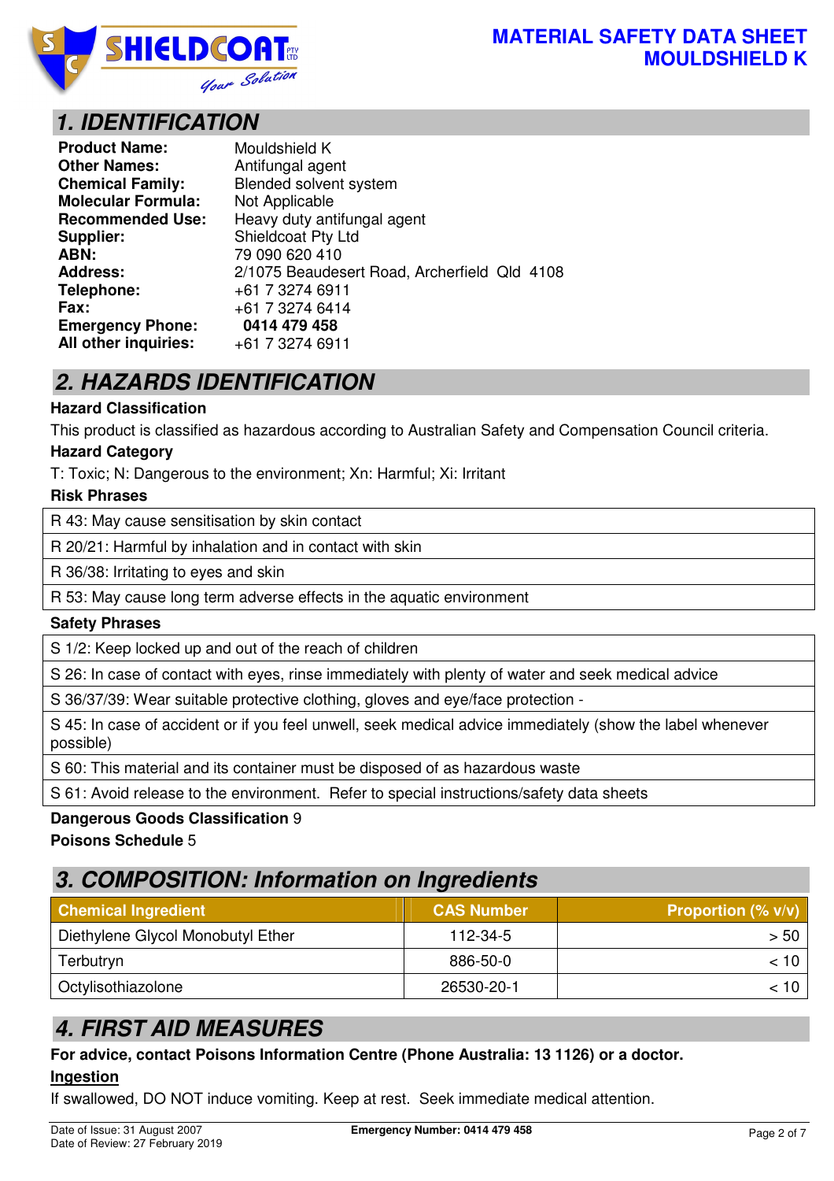# MATERIAL SAFETY DATA SHEET
# MOULDSHIELD K

## 1. IDENTIFICATION

| | |
|---|---|
| **Product Name:** | Mouldshield K |
| **Other Names:** | Antifungal agent |
| **Chemical Family:** | Blended solvent system |
| **Molecular Formula:** | Not Applicable |
| **Recommended Use:** | Heavy duty antifungal agent |
| **Supplier:** | Shieldcoat Pty Ltd |
| **ABN:** | 79 090 620 410 |
| **Address:** | 2/1075 Beaudesert Road, Archerfield Qld 4108 |
| **Telephone:** | +61 7 3274 6911 |
| **Fax:** | +61 7 3274 6414 |
| **Emergency Phone:** | **0414 479 458** |
| **All other inquiries:** | +61 7 3274 6911 |

## 2. HAZARDS IDENTIFICATION

**Hazard Classification**

This product is classified as hazardous according to Australian Safety and Compensation Council criteria.

**Hazard Category**

T: Toxic; N: Dangerous to the environment; Xn: Harmful; Xi: Irritant

**Risk Phrases**

| |
|---|
| R 43: May cause sensitisation by skin contact |
| R 20/21: Harmful by inhalation and in contact with skin |
| R 36/38: Irritating to eyes and skin |
| R 53: May cause long term adverse effects in the aquatic environment |

**Safety Phrases**

| |
|---|
| S 1/2: Keep locked up and out of the reach of children |
| S 26: In case of contact with eyes, rinse immediately with plenty of water and seek medical advice |
| S 36/37/39: Wear suitable protective clothing, gloves and eye/face protection - |
| S 45: In case of accident or if you feel unwell, seek medical advice immediately (show the label whenever possible) |
| S 60: This material and its container must be disposed of as hazardous waste |
| S 61: Avoid release to the environment. Refer to special instructions/safety data sheets |

**Dangerous Goods Classification** 9

**Poisons Schedule** 5

## 3. COMPOSITION: Information on Ingredients

| Chemical Ingredient | CAS Number | Proportion (% v/v) |
|---|---|---|
| Diethylene Glycol Monobutyl Ether | 112-34-5 | > 50 |
| Terbutryn | 886-50-0 | < 10 |
| Octylisothiazolone | 26530-20-1 | < 10 |

## 4. FIRST AID MEASURES

**For advice, contact Poisons Information Centre (Phone Australia: 13 1126) or a doctor.**

**Ingestion**

If swallowed, DO NOT induce vomiting. Keep at rest. Seek immediate medical attention.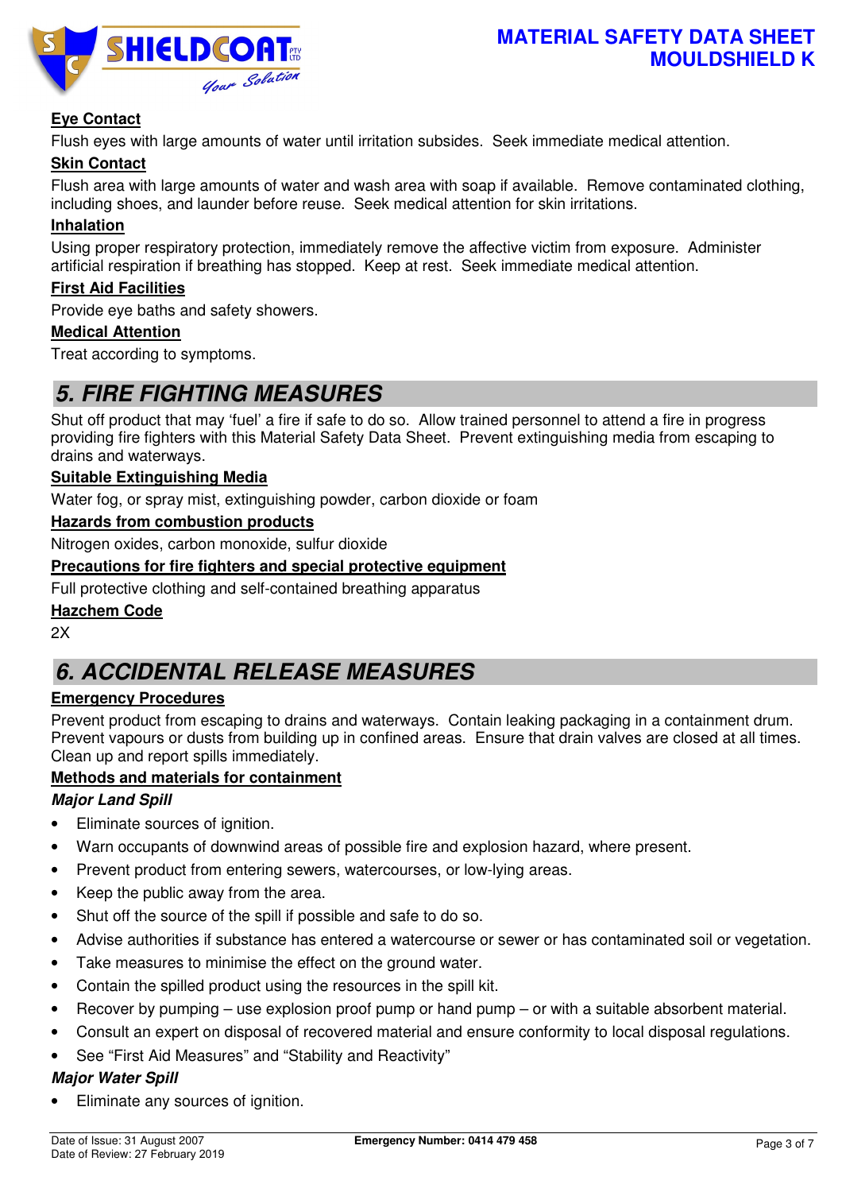**Eye Contact**

Flush eyes with large amounts of water until irritation subsides. Seek immediate medical attention.

**Skin Contact**

Flush area with large amounts of water and wash area with soap if available. Remove contaminated clothing, including shoes, and launder before reuse. Seek medical attention for skin irritations.

**Inhalation**

Using proper respiratory protection, immediately remove the affective victim from exposure. Administer artificial respiration if breathing has stopped. Keep at rest. Seek immediate medical attention.

**First Aid Facilities**

Provide eye baths and safety showers.

**Medical Attention**

Treat according to symptoms.

## 5. FIRE FIGHTING MEASURES

Shut off product that may 'fuel' a fire if safe to do so. Allow trained personnel to attend a fire in progress providing fire fighters with this Material Safety Data Sheet. Prevent extinguishing media from escaping to drains and waterways.

**Suitable Extinguishing Media**

Water fog, or spray mist, extinguishing powder, carbon dioxide or foam

**Hazards from combustion products**

Nitrogen oxides, carbon monoxide, sulfur dioxide

**Precautions for fire fighters and special protective equipment**

Full protective clothing and self-contained breathing apparatus

**Hazchem Code**

2X

## 6. ACCIDENTAL RELEASE MEASURES

**Emergency Procedures**

Prevent product from escaping to drains and waterways. Contain leaking packaging in a containment drum. Prevent vapours or dusts from building up in confined areas. Ensure that drain valves are closed at all times. Clean up and report spills immediately.

**Methods and materials for containment**

***Major Land Spill***

- Eliminate sources of ignition.
- Warn occupants of downwind areas of possible fire and explosion hazard, where present.
- Prevent product from entering sewers, watercourses, or low-lying areas.
- Keep the public away from the area.
- Shut off the source of the spill if possible and safe to do so.
- Advise authorities if substance has entered a watercourse or sewer or has contaminated soil or vegetation.
- Take measures to minimise the effect on the ground water.
- Contain the spilled product using the resources in the spill kit.
- Recover by pumping – use explosion proof pump or hand pump – or with a suitable absorbent material.
- Consult an expert on disposal of recovered material and ensure conformity to local disposal regulations.
- See "First Aid Measures" and "Stability and Reactivity"

***Major Water Spill***

- Eliminate any sources of ignition.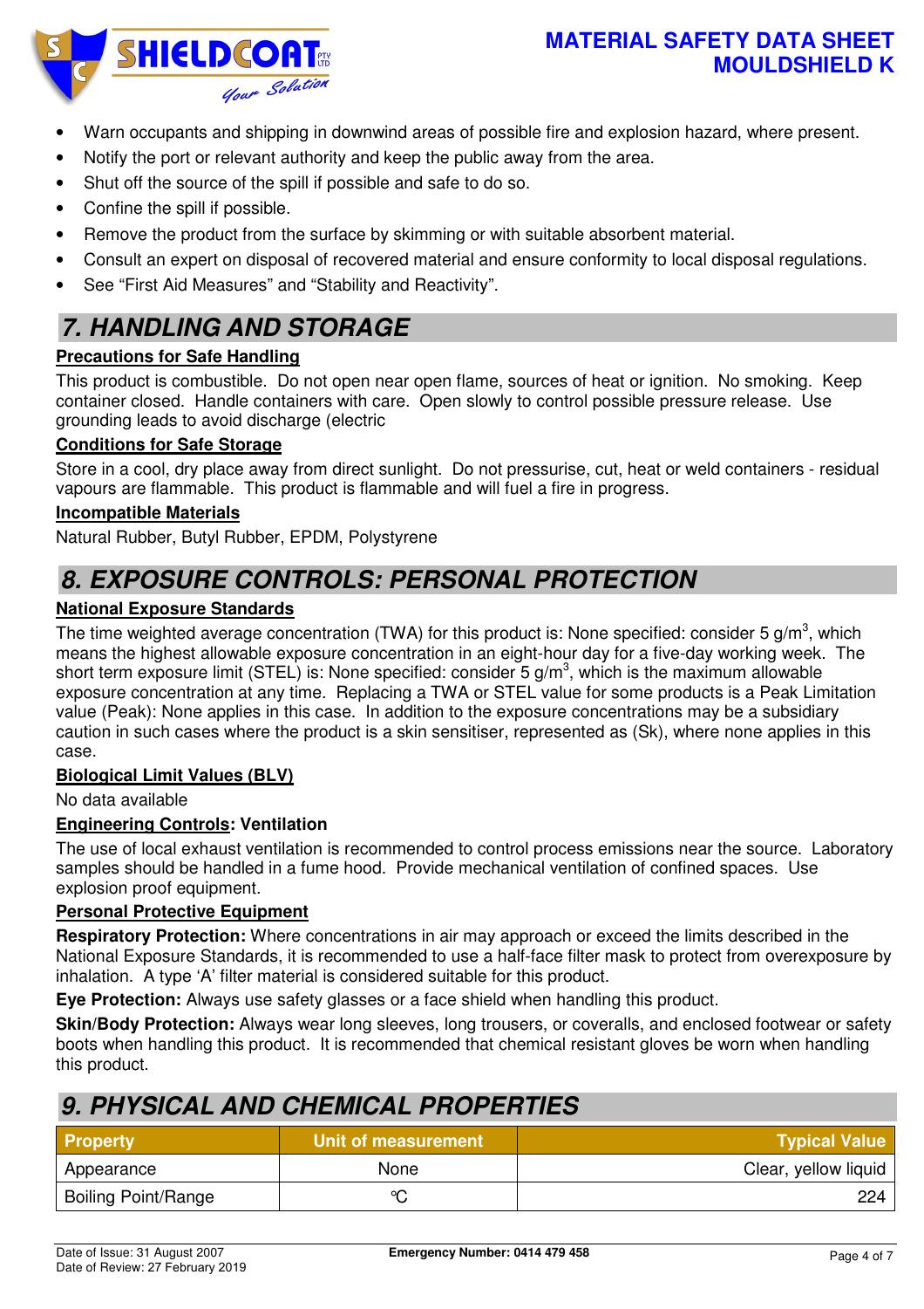- Warn occupants and shipping in downwind areas of possible fire and explosion hazard, where present.
- Notify the port or relevant authority and keep the public away from the area.
- Shut off the source of the spill if possible and safe to do so.
- Confine the spill if possible.
- Remove the product from the surface by skimming or with suitable absorbent material.
- Consult an expert on disposal of recovered material and ensure conformity to local disposal regulations.
- See "First Aid Measures" and "Stability and Reactivity".

## 7. HANDLING AND STORAGE

**Precautions for Safe Handling**

This product is combustible. Do not open near open flame, sources of heat or ignition. No smoking. Keep container closed. Handle containers with care. Open slowly to control possible pressure release. Use grounding leads to avoid discharge (electric

**Conditions for Safe Storage**

Store in a cool, dry place away from direct sunlight. Do not pressurise, cut, heat or weld containers - residual vapours are flammable. This product is flammable and will fuel a fire in progress.

**Incompatible Materials**

Natural Rubber, Butyl Rubber, EPDM, Polystyrene

## 8. EXPOSURE CONTROLS: PERSONAL PROTECTION

**National Exposure Standards**

The time weighted average concentration (TWA) for this product is: None specified: consider 5 g/m$^3$, which means the highest allowable exposure concentration in an eight-hour day for a five-day working week. The short term exposure limit (STEL) is: None specified: consider 5 g/m$^3$, which is the maximum allowable exposure concentration at any time. Replacing a TWA or STEL value for some products is a Peak Limitation value (Peak): None applies in this case. In addition to the exposure concentrations may be a subsidiary caution in such cases where the product is a skin sensitiser, represented as (Sk), where none applies in this case.

**Biological Limit Values (BLV)**

No data available

**Engineering Controls: Ventilation**

The use of local exhaust ventilation is recommended to control process emissions near the source. Laboratory samples should be handled in a fume hood. Provide mechanical ventilation of confined spaces. Use explosion proof equipment.

**Personal Protective Equipment**

**Respiratory Protection:** Where concentrations in air may approach or exceed the limits described in the National Exposure Standards, it is recommended to use a half-face filter mask to protect from overexposure by inhalation. A type 'A' filter material is considered suitable for this product.

**Eye Protection:** Always use safety glasses or a face shield when handling this product.

**Skin/Body Protection:** Always wear long sleeves, long trousers, or coveralls, and enclosed footwear or safety boots when handling this product. It is recommended that chemical resistant gloves be worn when handling this product.

## 9. PHYSICAL AND CHEMICAL PROPERTIES

| Property | Unit of measurement | Typical Value |
|---|---|---|
| Appearance | None | Clear, yellow liquid |
| Boiling Point/Range | °C | 224 |

Date of Issue: 31 August 2007
Date of Review: 27 February 2019
Emergency Number: 0414 479 458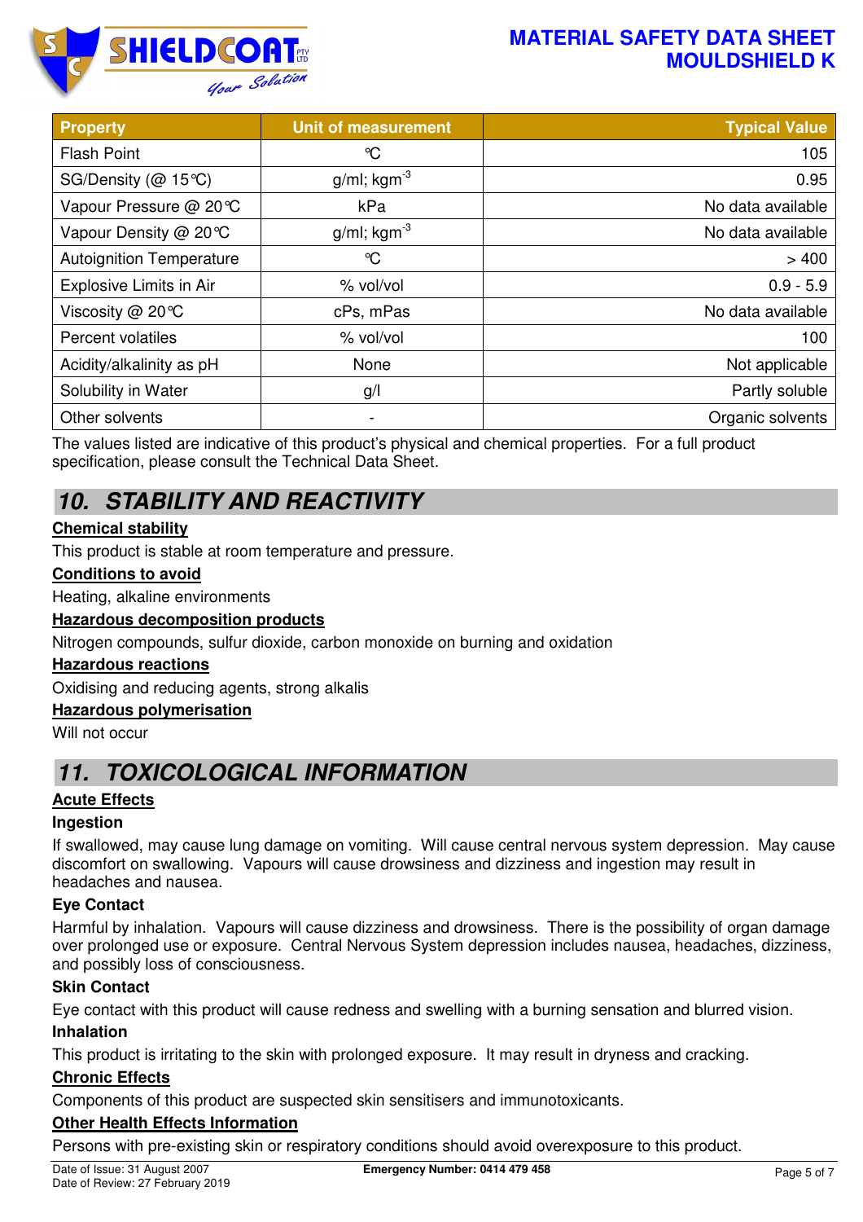| Property | Unit of measurement | Typical Value |
|---|---|---|
| Flash Point | °C | 105 |
| SG/Density (@ 15°C) | g/ml; $kgm^{-3}$ | 0.95 |
| Vapour Pressure @ 20°C | kPa | No data available |
| Vapour Density @ 20°C | g/ml; $kgm^{-3}$ | No data available |
| Autoignition Temperature | °C | > 400 |
| Explosive Limits in Air | % vol/vol | 0.9 - 5.9 |
| Viscosity @ 20°C | cPs, mPas | No data available |
| Percent volatiles | % vol/vol | 100 |
| Acidity/alkalinity as pH | None | Not applicable |
| Solubility in Water | g/l | Partly soluble |
| Other solvents | - | Organic solvents |

The values listed are indicative of this product's physical and chemical properties. For a full product specification, please consult the Technical Data Sheet.

## 10. STABILITY AND REACTIVITY

**Chemical stability**

This product is stable at room temperature and pressure.

**Conditions to avoid**

Heating, alkaline environments

**Hazardous decomposition products**

Nitrogen compounds, sulfur dioxide, carbon monoxide on burning and oxidation

**Hazardous reactions**

Oxidising and reducing agents, strong alkalis

**Hazardous polymerisation**

Will not occur

## 11. TOXICOLOGICAL INFORMATION

**Acute Effects**

**Ingestion**

If swallowed, may cause lung damage on vomiting. Will cause central nervous system depression. May cause discomfort on swallowing. Vapours will cause drowsiness and dizziness and ingestion may result in headaches and nausea.

**Eye Contact**

Harmful by inhalation. Vapours will cause dizziness and drowsiness. There is the possibility of organ damage over prolonged use or exposure. Central Nervous System depression includes nausea, headaches, dizziness, and possibly loss of consciousness.

**Skin Contact**

Eye contact with this product will cause redness and swelling with a burning sensation and blurred vision.

**Inhalation**

This product is irritating to the skin with prolonged exposure. It may result in dryness and cracking.

**Chronic Effects**

Components of this product are suspected skin sensitisers and immunotoxicants.

**Other Health Effects Information**

Persons with pre-existing skin or respiratory conditions should avoid overexposure to this product.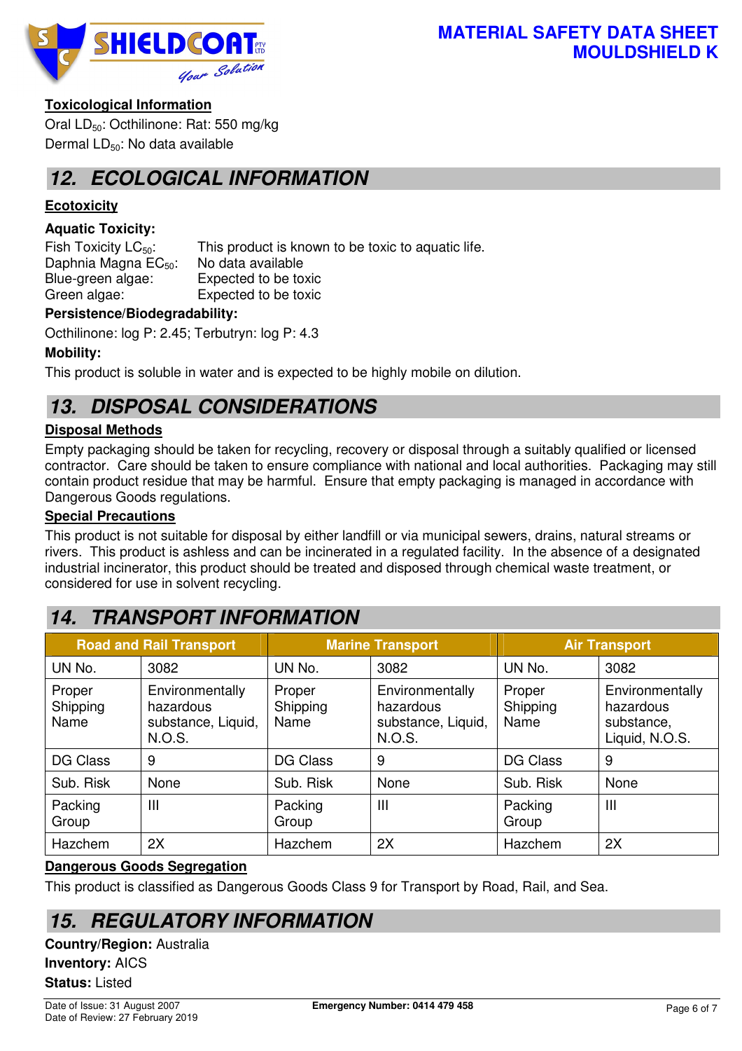**Toxicological Information**

Oral $LD_{50}$: Octhilinone: Rat: 550 mg/kg

Dermal $LD_{50}$: No data available

## 12. ECOLOGICAL INFORMATION

**Ecotoxicity**

**Aquatic Toxicity:**

Fish Toxicity $LC_{50}$: This product is known to be toxic to aquatic life.
Daphnia Magna $EC_{50}$: No data available
Blue-green algae: Expected to be toxic
Green algae: Expected to be toxic

**Persistence/Biodegradability:**

Octhilinone: log P: 2.45; Terbutryn: log P: 4.3

**Mobility:**

This product is soluble in water and is expected to be highly mobile on dilution.

## 13. DISPOSAL CONSIDERATIONS

**Disposal Methods**

Empty packaging should be taken for recycling, recovery or disposal through a suitably qualified or licensed contractor. Care should be taken to ensure compliance with national and local authorities. Packaging may still contain product residue that may be harmful. Ensure that empty packaging is managed in accordance with Dangerous Goods regulations.

**Special Precautions**

This product is not suitable for disposal by either landfill or via municipal sewers, drains, natural streams or rivers. This product is ashless and can be incinerated in a regulated facility. In the absence of a designated industrial incinerator, this product should be treated and disposed through chemical waste treatment, or considered for use in solvent recycling.

## 14. TRANSPORT INFORMATION

| Road and Rail Transport | | Marine Transport | | Air Transport | |
|---|---|---|---|---|---|
| UN No. | 3082 | UN No. | 3082 | UN No. | 3082 |
| Proper Shipping Name | Environmentally hazardous substance, Liquid, N.O.S. | Proper Shipping Name | Environmentally hazardous substance, Liquid, N.O.S. | Proper Shipping Name | Environmentally hazardous substance, Liquid, N.O.S. |
| DG Class | 9 | DG Class | 9 | DG Class | 9 |
| Sub. Risk | None | Sub. Risk | None | Sub. Risk | None |
| Packing Group | III | Packing Group | III | Packing Group | III |
| Hazchem | 2X | Hazchem | 2X | Hazchem | 2X |

**Dangerous Goods Segregation**

This product is classified as Dangerous Goods Class 9 for Transport by Road, Rail, and Sea.

## 15. REGULATORY INFORMATION

**Country/Region:** Australia

**Inventory:** AICS

**Status:** Listed

Date of Issue: 31 August 2007
Date of Review: 27 February 2019

**Emergency Number: 0414 479 458**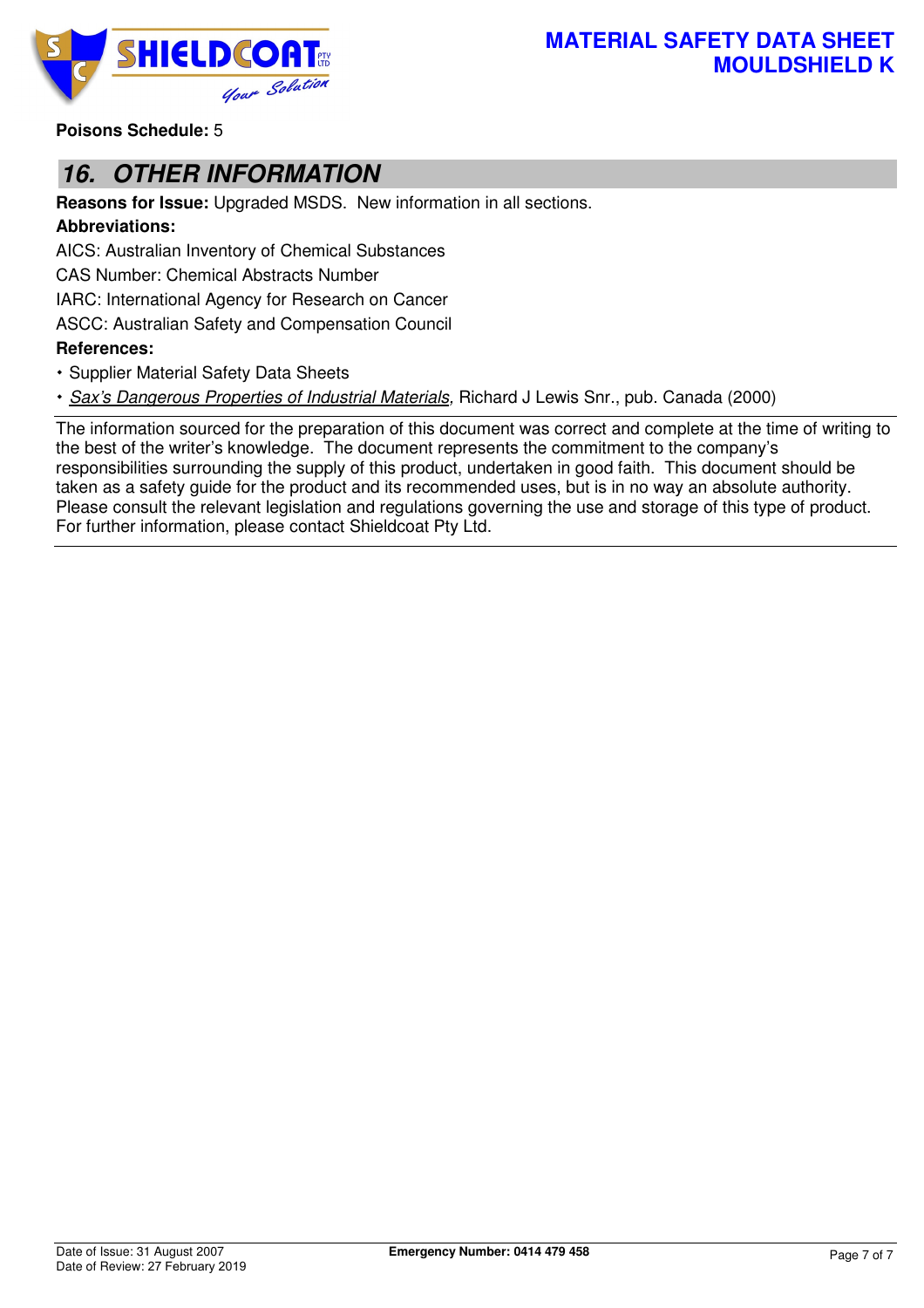**Poisons Schedule:** 5

## *16. OTHER INFORMATION*

**Reasons for Issue:** Upgraded MSDS. New information in all sections.

**Abbreviations:**

AICS: Australian Inventory of Chemical Substances

CAS Number: Chemical Abstracts Number

IARC: International Agency for Research on Cancer

ASCC: Australian Safety and Compensation Council

**References:**

- Supplier Material Safety Data Sheets
- *Sax's Dangerous Properties of Industrial Materials*, Richard J Lewis Snr., pub. Canada (2000)

---

The information sourced for the preparation of this document was correct and complete at the time of writing to the best of the writer's knowledge. The document represents the commitment to the company's responsibilities surrounding the supply of this product, undertaken in good faith. This document should be taken as a safety guide for the product and its recommended uses, but is in no way an absolute authority. Please consult the relevant legislation and regulations governing the use and storage of this type of product. For further information, please contact Shieldcoat Pty Ltd.

---